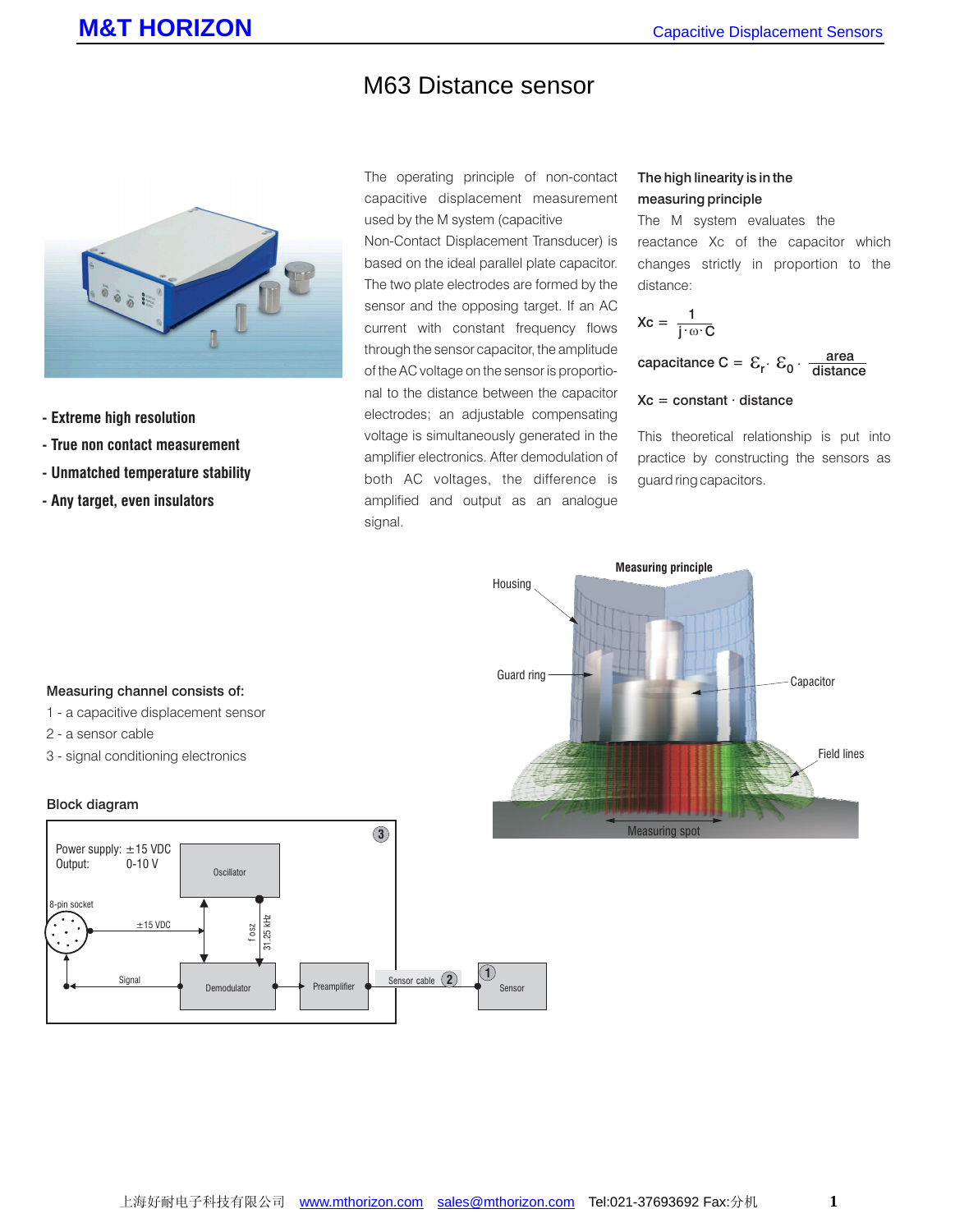# M63 Distance sensor

- Extreme high resolution
- True non contact measurement
- Unmatched temperature stability
- Any target, even insulators

The operating principle of non-contact capacitive displacement measurement used by the M system (capacitive Non-Contact Displacement Transducer) is based on the ideal parallel plate capacitor. The two plate electrodes are formed by the sensor and the opposing target. If an AC current with constant frequency flows through the sensor capacitor, the amplitude of the AC voltage on the sensor is proportional to the distance between the capacitor electrodes; an adjustable compensating voltage is simultaneously generated in the amplifier electronics. After demodulation of both AC voltages, the difference is amplified and output as an analogue signal.

**The high linearity is in the measuring principle**

The M system evaluates the reactance Xc of the capacitor which changes strictly in proportion to the distance:

$$Xc = \frac{1}{j \cdot \omega \cdot C}$$

$$\text{capacitance } C = \varepsilon_r \cdot \varepsilon_0 \cdot \frac{\text{area}}{\text{distance}}$$

$$Xc = \text{constant} \cdot \text{distance}$$

This theoretical relationship is put into practice by constructing the sensors as guard ring capacitors.

**Measuring principle**

Housing, Guard ring, Capacitor, Field lines, Measuring spot

**Measuring channel consists of:**

1 - a capacitive displacement sensor
2 - a sensor cable
3 - signal conditioning electronics

**Block diagram**

Power supply: ±15 VDC
Output: 0-10 V

8-pin socket, ±15 VDC, Signal, Oscillator, f osz, 31.25 kHz, Demodulator, Preamplifier, Sensor cable (2), Sensor (1), (3)

上海好耐电子科技有限公司 www.mthorizon.com sales@mthorizon.com Tel:021-37693692 Fax:分机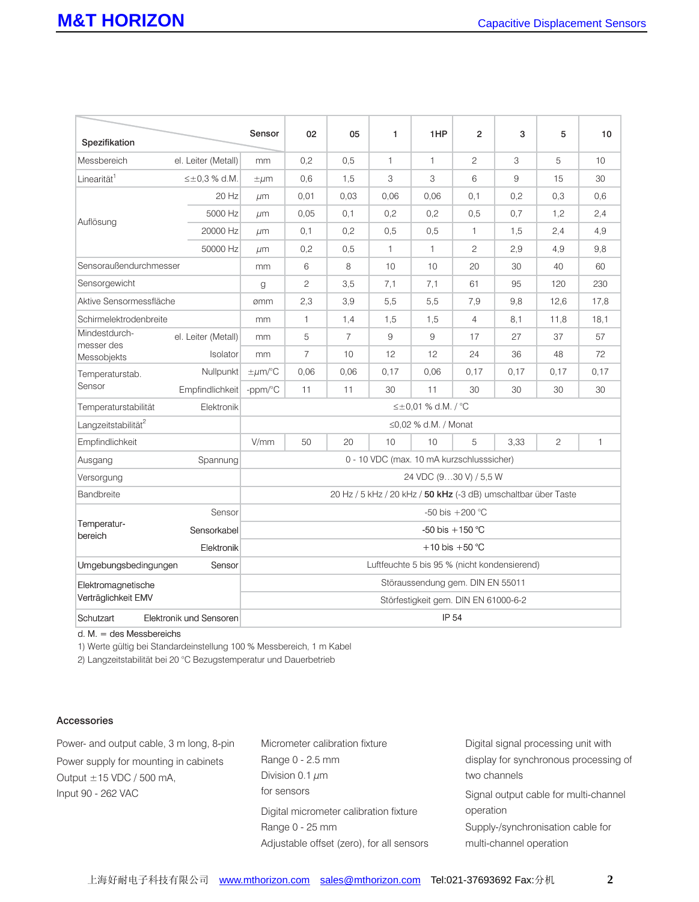| Spezifikation | | Sensor | 02 | 05 | 1 | 1HP | 2 | 3 | 5 | 10 |
|---|---|---|---|---|---|---|---|---|---|---|
| Messbereich | el. Leiter (Metall) | mm | 0,2 | 0,5 | 1 | 1 | 2 | 3 | 5 | 10 |
| Linearität[1] | ≤±0,3 % d.M. | ±µm | 0,6 | 1,5 | 3 | 3 | 6 | 9 | 15 | 30 |
| Auflösung | 20 Hz | µm | 0,01 | 0,03 | 0,06 | 0,06 | 0,1 | 0,2 | 0,3 | 0,6 |
| | 5000 Hz | µm | 0,05 | 0,1 | 0,2 | 0,2 | 0,5 | 0,7 | 1,2 | 2,4 |
| | 20000 Hz | µm | 0,1 | 0,2 | 0,5 | 0,5 | 1 | 1,5 | 2,4 | 4,9 |
| | 50000 Hz | µm | 0,2 | 0,5 | 1 | 1 | 2 | 2,9 | 4,9 | 9,8 |
| Sensoraußendurchmesser | | mm | 6 | 8 | 10 | 10 | 20 | 30 | 40 | 60 |
| Sensorgewicht | | g | 2 | 3,5 | 7,1 | 7,1 | 61 | 95 | 120 | 230 |
| Aktive Sensormessfläche | | ømm | 2,3 | 3,9 | 5,5 | 5,5 | 7,9 | 9,8 | 12,6 | 17,8 |
| Schirmelektrodenbreite | | mm | 1 | 1,4 | 1,5 | 1,5 | 4 | 8,1 | 11,8 | 18,1 |
| Mindestdurchmesser des Messobjekts | el. Leiter (Metall) | mm | 5 | 7 | 9 | 9 | 17 | 27 | 37 | 57 |
| | Isolator | mm | 7 | 10 | 12 | 12 | 24 | 36 | 48 | 72 |
| Temperaturstab. Sensor | Nullpunkt | ±µm/°C | 0,06 | 0,06 | 0,17 | 0,06 | 0,17 | 0,17 | 0,17 | 0,17 |
| | Empfindlichkeit | -ppm/°C | 11 | 11 | 30 | 11 | 30 | 30 | 30 | 30 |
| Temperaturstabilität | Elektronik | | ≤±0,01 % d.M. / °C | | | | | | | |
| Langzeitstabilität[2] | | | ≤0,02 % d.M. / Monat | | | | | | | |
| Empfindlichkeit | | V/mm | 50 | 20 | 10 | 10 | 5 | 3,33 | 2 | 1 |
| Ausgang | Spannung | | 0 - 10 VDC (max. 10 mA kurzschlusssicher) | | | | | | | |
| Versorgung | | | 24 VDC (9…30 V) / 5,5 W | | | | | | | |
| Bandbreite | | | 20 Hz / 5 kHz / 20 kHz / **50 kHz** (-3 dB) umschaltbar über Taste | | | | | | | |
| Temperaturbereich | Sensor | | -50 bis +200 °C | | | | | | | |
| | Sensorkabel | | -50 bis +150 °C | | | | | | | |
| | Elektronik | | +10 bis +50 °C | | | | | | | |
| Umgebungsbedingungen | Sensor | | Luftfeuchte 5 bis 95 % (nicht kondensierend) | | | | | | | |
| Elektromagnetische Verträglichkeit EMV | | | Störaussendung gem. DIN EN 55011 | | | | | | | |
| | | | Störfestigkeit gem. DIN EN 61000-6-2 | | | | | | | |
| Schutzart | Elektronik und Sensoren | | IP 54 | | | | | | | |

d. M. = des Messbereichs

1) Werte gültig bei Standardeinstellung 100 % Messbereich, 1 m Kabel

2) Langzeitstabilität bei 20 °C Bezugstemperatur und Dauerbetrieb

## Accessories

Power- and output cable, 3 m long, 8-pin

Power supply for mounting in cabinets
Output ±15 VDC / 500 mA,
Input 90 - 262 VAC

Micrometer calibration fixture
Range 0 - 2.5 mm
Division 0.1 µm
for sensors

Digital micrometer calibration fixture
Range 0 - 25 mm
Adjustable offset (zero), for all sensors

Digital signal processing unit with display for synchronous processing of two channels

Signal output cable for multi-channel operation

Supply-/synchronisation cable for multi-channel operation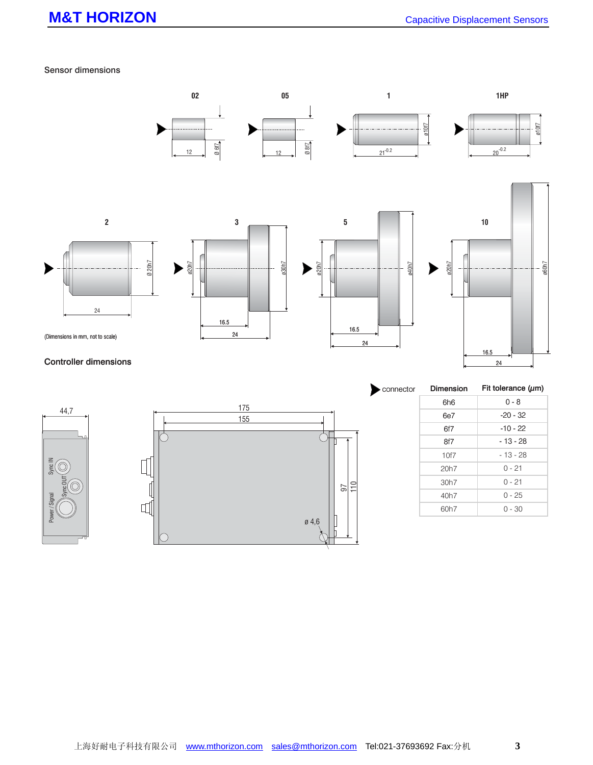## Sensor dimensions

02

12

Ø 6f7

05

12

Ø 8f7

1

$21^{-0.2}$

ø10f7

1HP

$20^{-0.2}$

ø10f7

2

Ø 20h7

24

3

ø20h7

ø30h7

16.5

24

5

ø20h7

ø40h7

16.5

24

10

ø20h7

ø60h7

16.5

24

(Dimensions in mm, not to scale)

## Controller dimensions

44,7

Sync IN

Sync OUT

Power / Signal

175

155

97

110

ø 4,6

connector

| Dimension | Fit tolerance (µm) |
|---|---|
| 6h6 | 0 - 8 |
| 6e7 | -20 - 32 |
| 6f7 | -10 - 22 |
| 8f7 | - 13 - 28 |
| 10f7 | - 13 - 28 |
| 20h7 | 0 - 21 |
| 30h7 | 0 - 21 |
| 40h7 | 0 - 25 |
| 60h7 | 0 - 30 |

上海好耐电子科技有限公司 www.mthorizon.com sales@mthorizon.com Tel:021-37693692 Fax:分机